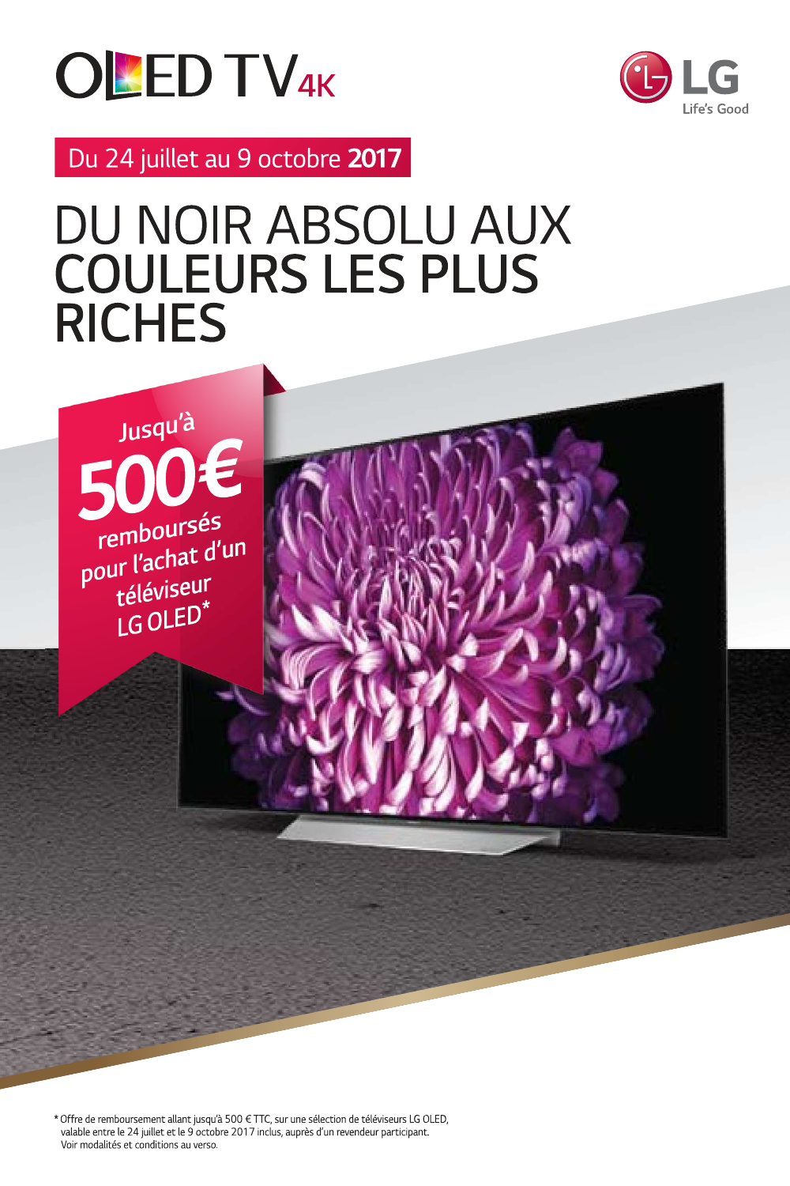# OLED TV 4K

LG Life's Good

**Du 24 juillet au 9 octobre 2017**

# DU NOIR ABSOLU AUX COULEURS LES PLUS RICHES

Jusqu'à **500€** remboursés pour l'achat d'un téléviseur LG OLED*

* Offre de remboursement allant jusqu'à 500 € TTC, sur une sélection de téléviseurs LG OLED, valable entre le 24 juillet et le 9 octobre 2017 inclus, auprès d'un revendeur participant. Voir modalités et conditions au verso.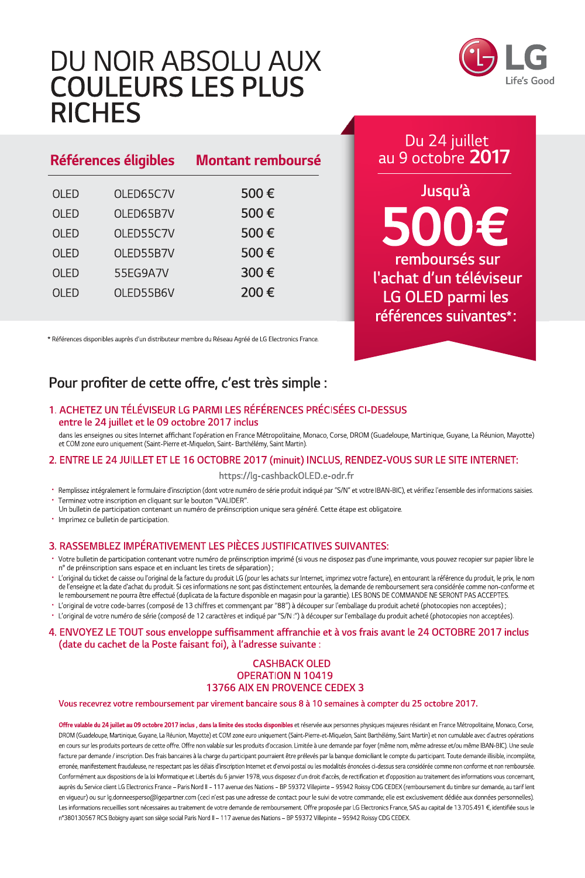# DU NOIR ABSOLU AUX COULEURS LES PLUS RICHES

LG
Life's Good

Du 24 juillet au 9 octobre **2017**

Jusqu'à

**500€**

remboursés sur l'achat d'un téléviseur LG OLED parmi les références suivantes*:

| Références éligibles | | Montant remboursé |
|---|---|---|
| OLED | OLED65C7V | 500 € |
| OLED | OLED65B7V | 500 € |
| OLED | OLED55C7V | 500 € |
| OLED | OLED55B7V | 500 € |
| OLED | 55EG9A7V | 300 € |
| OLED | OLED55B6V | 200 € |

\* Références disponibles auprès d'un distributeur membre du Réseau Agréé de LG Electronics France.

## Pour profiter de cette offre, c'est très simple :

### 1. ACHETEZ UN TÉLÉVISEUR LG PARMI LES RÉFÉRENCES PRÉCISÉES CI-DESSUS entre le 24 juillet et le 09 octobre 2017 inclus

dans les enseignes ou sites Internet affichant l'opération en France Métropolitaine, Monaco, Corse, DROM (Guadeloupe, Martinique, Guyane, La Réunion, Mayotte) et COM zone euro uniquement (Saint-Pierre et-Miquelon, Saint- Barthélémy, Saint Martin).

### 2. ENTRE LE 24 JUILLET ET LE 16 OCTOBRE 2017 (minuit) INCLUS, RENDEZ-VOUS SUR LE SITE INTERNET:

https://lg-cashbackOLED.e-odr.fr

- Remplissez intégralement le formulaire d'inscription (dont votre numéro de série produit indiqué par "S/N" et votre IBAN-BIC), et vérifiez l'ensemble des informations saisies.
- Terminez votre inscription en cliquant sur le bouton "VALIDER".
  Un bulletin de participation contenant un numéro de préinscription unique sera généré. Cette étape est obligatoire.
- Imprimez ce bulletin de participation.

### 3. RASSEMBLEZ IMPÉRATIVEMENT LES PIÈCES JUSTIFICATIVES SUIVANTES:

- Votre bulletin de participation contenant votre numéro de préinscription imprimé (si vous ne disposez pas d'une imprimante, vous pouvez recopier sur papier libre le n° de préinscription sans espace et en incluant les tirets de séparation) ;
- L'original du ticket de caisse ou l'original de la facture du produit LG (pour les achats sur Internet, imprimez votre facture), en entourant la référence du produit, le prix, le nom de l'enseigne et la date d'achat du produit. Si ces informations ne sont pas distinctement entourées, la demande de remboursement sera considérée comme non-conforme et le remboursement ne pourra être effectué (duplicata de la facture disponible en magasin pour la garantie). LES BONS DE COMMANDE NE SERONT PAS ACCEPTÉS.
- L'original de votre code-barres (composé de 13 chiffres et commençant par "88") à découper sur l'emballage du produit acheté (photocopies non acceptées) ;
- L'original de votre numéro de série (composé de 12 caractères et indiqué par "S/N :") à découper sur l'emballage du produit acheté (photocopies non acceptées).

### 4. ENVOYEZ LE TOUT sous enveloppe suffisamment affranchie et à vos frais avant le 24 OCTOBRE 2017 inclus (date du cachet de la Poste faisant foi), à l'adresse suivante :

CASHBACK OLED
OPERATION N 10419
13766 AIX EN PROVENCE CEDEX 3

Vous recevrez votre remboursement par virement bancaire sous 8 à 10 semaines à compter du 25 octobre 2017.

**Offre valable du 24 juillet au 09 octobre 2017 inclus , dans la limite des stocks disponibles** et réservée aux personnes physiques majeures résidant en France Métropolitaine, Monaco, Corse, DROM (Guadeloupe, Martinique, Guyane, La Réunion, Mayotte) et COM zone euro uniquement (Saint-Pierre-et-Miquelon, Saint Barthélémy, Saint Martin) et non cumulable avec d'autres opérations en cours sur les produits porteurs de cette offre. Offre non valable sur les produits d'occasion. Limitée à une demande par foyer (même nom, même adresse et/ou même IBAN-BIC). Une seule facture par demande / inscription. Des frais bancaires à la charge du participant pourraient être prélevés par la banque domiciliant le compte du participant. Toute demande illisible, incomplète, erronée, manifestement frauduleuse, ne respectant pas les délais d'inscription Internet et d'envoi postal ou les modalités énoncées ci-dessus sera considérée comme non conforme et non remboursée. Conformément aux dispositions de la loi Informatique et Libertés du 6 janvier 1978, vous disposez d'un droit d'accès, de rectification et d'opposition au traitement des informations vous concernant, auprès du Service client LG Electronics France – Paris Nord II – 117 avenue des Nations – BP 59372 Villepinte – 95942 Roissy CDG CEDEX (remboursement du timbre sur demande, au tarif lent en vigueur) ou sur lg.donneesperso@lgepartner.com (ceci n'est pas une adresse de contact pour le suivi de votre commande; elle est exclusivement dédiée aux données personnelles). Les informations recueillies sont nécessaires au traitement de votre demande de remboursement. Offre proposée par LG Electronics France, SAS au capital de 13.705.491 €, identifiée sous le n°380130567 RCS Bobigny ayant son siège social Paris Nord II – 117 avenue des Nations – BP 59372 Villepinte – 95942 Roissy CDG CEDEX.